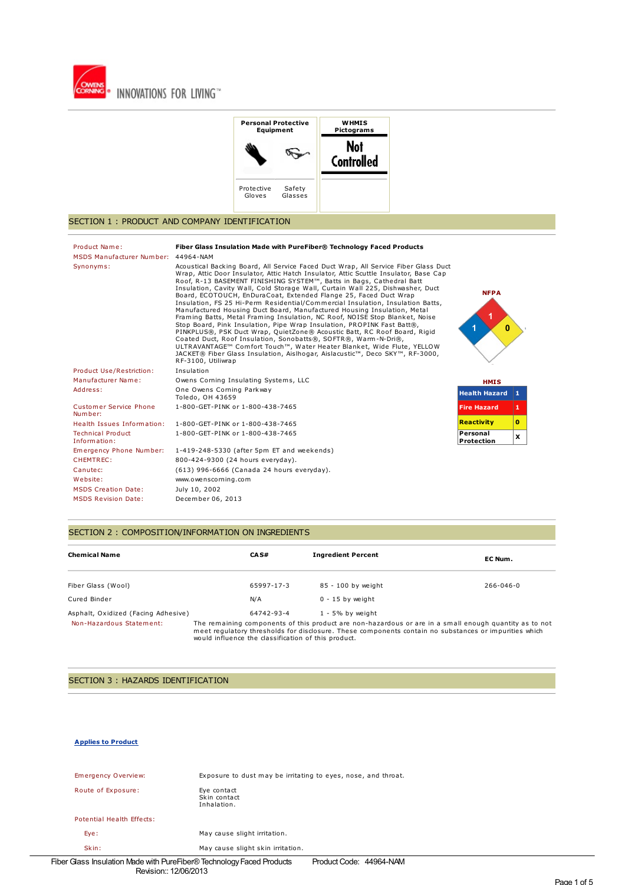OWENS CORNING INNOVATIONS FOR LIVING™

| Personal Protective Equipment | | WHMIS Pictograms |
|---|---|---|
| Protective Gloves | Safety Glasses | Not Controlled |

## SECTION 1 : PRODUCT AND COMPANY IDENTIFICATION

| | |
|---|---|
| Product Name: | **Fiber Glass Insulation Made with PureFiber® Technology Faced Products** |
| MSDS Manufacturer Number: | 44964-NAM |
| Synonyms: | Acoustical Backing Board, All Service Faced Duct Wrap, All Service Fiber Glass Duct Wrap, Attic Door Insulator, Attic Hatch Insulator, Attic Scuttle Insulator, Base Cap Roof, R-13 BASEMENT FINISHING SYSTEM™, Batts in Bags, Cathedral Batt Insulation, Cavity Wall, Cold Storage Wall, Curtain Wall 225, Dishwasher, Duct Board, ECOTOUCH, EnDuraCoat, Extended Flange 25, Faced Duct Wrap Insulation, FS 25 Hi-Perm Residential/Commercial Insulation, Insulation Batts, Manufactured Housing Duct Board, Manufactured Housing Insulation, Metal Framing Batts, Metal Framing Insulation, NC Roof, NOISE Stop Blanket, Noise Stop Board, Pink Insulation, Pipe Wrap Insulation, PROPINK Fast Batt®, PINKPLUS®, PSK Duct Wrap, QuietZone® Acoustic Batt, RC Roof Board, Rigid Coated Duct, Roof Insulation, Sonobatts®, SOFTR®, Warm-N-Dri®, ULTRAVANTAGE™ Comfort Touch™, Water Heater Blanket, Wide Flute, YELLOW JACKET® Fiber Glass Insulation, Aislhogar, Aislacustic™, Deco SKY™, RF-3000, RF-3100, Utiliwrap |
| Product Use/Restriction: | Insulation |
| Manufacturer Name: | Owens Corning Insulating Systems, LLC |
| Address: | One Owens Corning Parkway<br>Toledo, OH 43659 |
| Customer Service Phone Number: | 1-800-GET-PINK or 1-800-438-7465 |
| Health Issues Information: | 1-800-GET-PINK or 1-800-438-7465 |
| Technical Product Information: | 1-800-GET-PINK or 1-800-438-7465 |
| Emergency Phone Number: | 1-419-248-5330 (after 5pm ET and weekends) |
| CHEMTREC: | 800-424-9300 (24 hours everyday). |
| Canutec: | (613) 996-6666 (Canada 24 hours everyday). |
| Website: | www.owenscorning.com |
| MSDS Creation Date: | July 10, 2002 |
| MSDS Revision Date: | December 06, 2013 |

**NFPA**

Health: 1, Fire: 1, Reactivity: 0

**HMIS**

| | |
|---|---|
| Health Hazard | 1 |
| Fire Hazard | 1 |
| Reactivity | 0 |
| Personal Protection | X |

## SECTION 2 : COMPOSITION/INFORMATION ON INGREDIENTS

| Chemical Name | CAS# | Ingredient Percent | EC Num. |
|---|---|---|---|
| Fiber Glass (Wool) | 65997-17-3 | 85 - 100 by weight | 266-046-0 |
| Cured Binder | N/A | 0 - 15 by weight | |
| Asphalt, Oxidized (Facing Adhesive) | 64742-93-4 | 1 - 5% by weight | |

Non-Hazardous Statement: The remaining components of this product are non-hazardous or are in a small enough quantity as to not meet regulatory thresholds for disclosure. These components contain no substances or impurities which would influence the classification of this product.

## SECTION 3 : HAZARDS IDENTIFICATION

**Applies to Product**

| | |
|---|---|
| Emergency Overview: | Exposure to dust may be irritating to eyes, nose, and throat. |
| Route of Exposure: | Eye contact<br>Skin contact<br>Inhalation. |
| Potential Health Effects: | |
| Eye: | May cause slight irritation. |
| Skin: | May cause slight skin irritation. |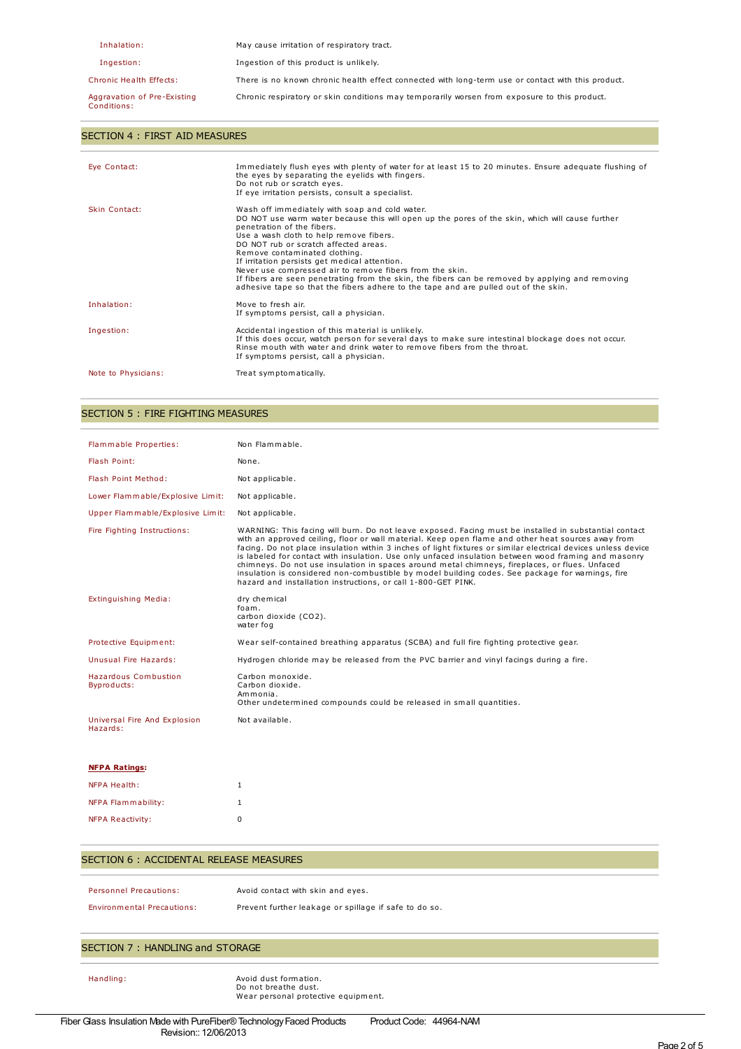| | |
|---|---|
| Inhalation: | May cause irritation of respiratory tract. |
| Ingestion: | Ingestion of this product is unlikely. |
| Chronic Health Effects: | There is no known chronic health effect connected with long-term use or contact with this product. |
| Aggravation of Pre-Existing Conditions: | Chronic respiratory or skin conditions may temporarily worsen from exposure to this product. |

## SECTION 4 : FIRST AID MEASURES

| | |
|---|---|
| Eye Contact: | Immediately flush eyes with plenty of water for at least 15 to 20 minutes. Ensure adequate flushing of the eyes by separating the eyelids with fingers.<br>Do not rub or scratch eyes.<br>If eye irritation persists, consult a specialist. |
| Skin Contact: | Wash off immediately with soap and cold water.<br>DO NOT use warm water because this will open up the pores of the skin, which will cause further penetration of the fibers.<br>Use a wash cloth to help remove fibers.<br>DO NOT rub or scratch affected areas.<br>Remove contaminated clothing.<br>If irritation persists get medical attention.<br>Never use compressed air to remove fibers from the skin.<br>If fibers are seen penetrating from the skin, the fibers can be removed by applying and removing adhesive tape so that the fibers adhere to the tape and are pulled out of the skin. |
| Inhalation: | Move to fresh air.<br>If symptoms persist, call a physician. |
| Ingestion: | Accidental ingestion of this material is unlikely.<br>If this does occur, watch person for several days to make sure intestinal blockage does not occur.<br>Rinse mouth with water and drink water to remove fibers from the throat.<br>If symptoms persist, call a physician. |
| Note to Physicians: | Treat symptomatically. |

## SECTION 5 : FIRE FIGHTING MEASURES

| | |
|---|---|
| Flammable Properties: | Non Flammable. |
| Flash Point: | None. |
| Flash Point Method: | Not applicable. |
| Lower Flammable/Explosive Limit: | Not applicable. |
| Upper Flammable/Explosive Limit: | Not applicable. |
| Fire Fighting Instructions: | WARNING: This facing will burn. Do not leave exposed. Facing must be installed in substantial contact with an approved ceiling, floor or wall material. Keep open flame and other heat sources away from facing. Do not place insulation within 3 inches of light fixtures or similar electrical devices unless device is labeled for contact with insulation. Use only unfaced insulation between wood framing and masonry chimneys. Do not use insulation in spaces around metal chimneys, fireplaces, or flues. Unfaced insulation is considered non-combustible by model building codes. See package for warnings, fire hazard and installation instructions, or call 1-800-GET PINK. |
| Extinguishing Media: | dry chemical<br>foam.<br>carbon dioxide ($CO_2$).<br>water fog |
| Protective Equipment: | Wear self-contained breathing apparatus (SCBA) and full fire fighting protective gear. |
| Unusual Fire Hazards: | Hydrogen chloride may be released from the PVC barrier and vinyl facings during a fire. |
| Hazardous Combustion Byproducts: | Carbon monoxide.<br>Carbon dioxide.<br>Ammonia.<br>Other undetermined compounds could be released in small quantities. |
| Universal Fire And Explosion Hazards: | Not available. |

**NFPA Ratings:**

| | |
|---|---|
| NFPA Health: | 1 |
| NFPA Flammability: | 1 |
| NFPA Reactivity: | 0 |

## SECTION 6 : ACCIDENTAL RELEASE MEASURES

| | |
|---|---|
| Personnel Precautions: | Avoid contact with skin and eyes. |
| Environmental Precautions: | Prevent further leakage or spillage if safe to do so. |

## SECTION 7 : HANDLING and STORAGE

| | |
|---|---|
| Handling: | Avoid dust formation.<br>Do not breathe dust.<br>Wear personal protective equipment. |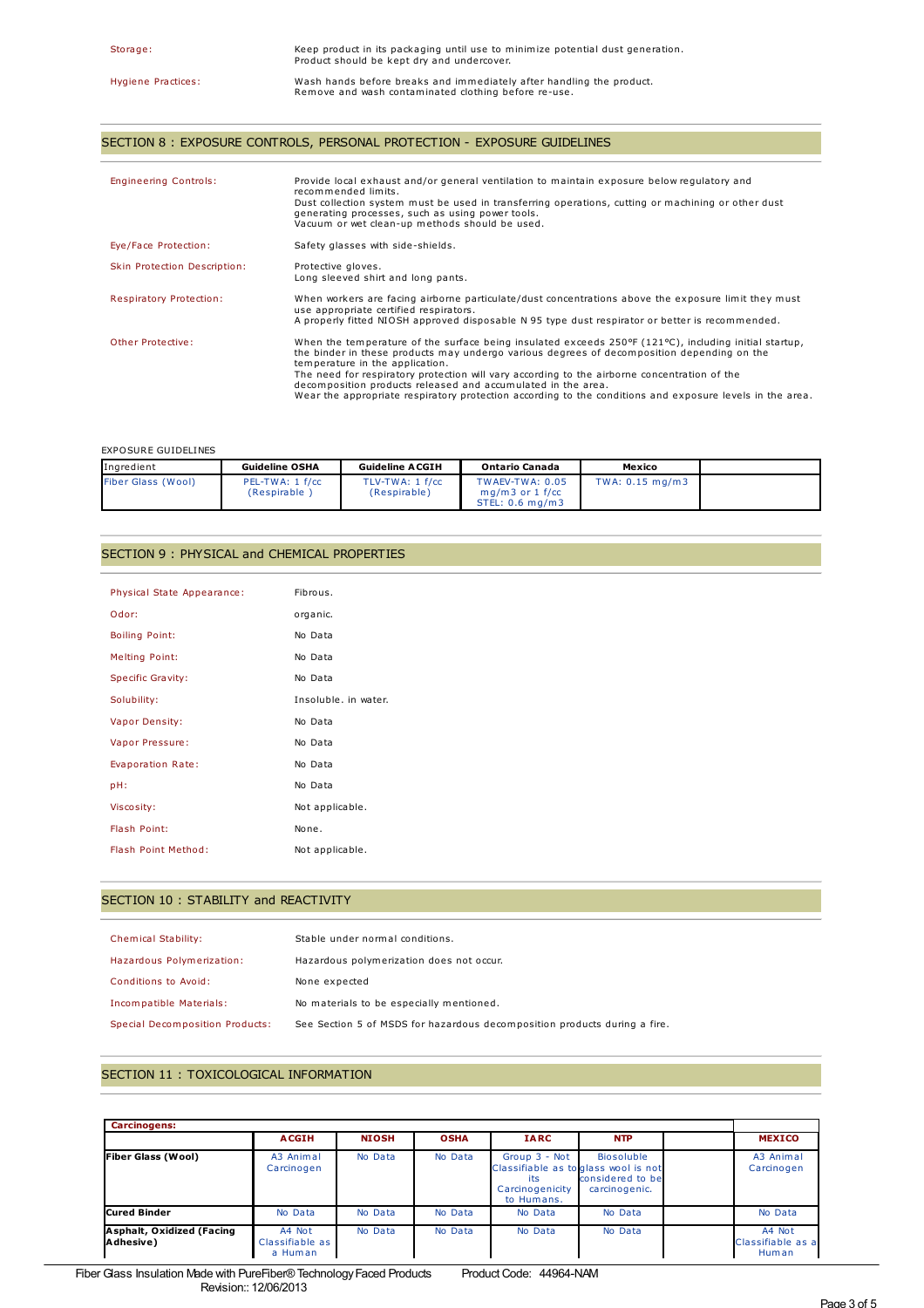| | |
|---|---|
| Storage: | Keep product in its packaging until use to minimize potential dust generation. Product should be kept dry and undercover. |
| Hygiene Practices: | Wash hands before breaks and immediately after handling the product. Remove and wash contaminated clothing before re-use. |

## SECTION 8 : EXPOSURE CONTROLS, PERSONAL PROTECTION - EXPOSURE GUIDELINES

| | |
|---|---|
| Engineering Controls: | Provide local exhaust and/or general ventilation to maintain exposure below regulatory and recommended limits. Dust collection system must be used in transferring operations, cutting or machining or other dust generating processes, such as using power tools. Vacuum or wet clean-up methods should be used. |
| Eye/Face Protection: | Safety glasses with side-shields. |
| Skin Protection Description: | Protective gloves. Long sleeved shirt and long pants. |
| Respiratory Protection: | When workers are facing airborne particulate/dust concentrations above the exposure limit they must use appropriate certified respirators. A properly fitted NIOSH approved disposable N 95 type dust respirator or better is recommended. |
| Other Protective: | When the temperature of the surface being insulated exceeds 250°F (121°C), including initial startup, the binder in these products may undergo various degrees of decomposition depending on the temperature in the application. The need for respiratory protection will vary according to the airborne concentration of the decomposition products released and accumulated in the area. Wear the appropriate respiratory protection according to the conditions and exposure levels in the area. |

EXPOSURE GUIDELINES

| Ingredient | Guideline OSHA | Guideline ACGIH | Ontario Canada | Mexico | |
|---|---|---|---|---|---|
| Fiber Glass (Wool) | PEL-TWA: 1 f/cc (Respirable ) | TLV-TWA: 1 f/cc (Respirable) | TWAEV-TWA: 0.05 mg/m3 or 1 f/cc STEL: 0.6 mg/m3 | TWA: 0.15 mg/m3 | |

## SECTION 9 : PHYSICAL and CHEMICAL PROPERTIES

| | |
|---|---|
| Physical State Appearance: | Fibrous. |
| Odor: | organic. |
| Boiling Point: | No Data |
| Melting Point: | No Data |
| Specific Gravity: | No Data |
| Solubility: | Insoluble. in water. |
| Vapor Density: | No Data |
| Vapor Pressure: | No Data |
| Evaporation Rate: | No Data |
| pH: | No Data |
| Viscosity: | Not applicable. |
| Flash Point: | None. |
| Flash Point Method: | Not applicable. |

## SECTION 10 : STABILITY and REACTIVITY

| | |
|---|---|
| Chemical Stability: | Stable under normal conditions. |
| Hazardous Polymerization: | Hazardous polymerization does not occur. |
| Conditions to Avoid: | None expected |
| Incompatible Materials: | No materials to be especially mentioned. |
| Special Decomposition Products: | See Section 5 of MSDS for hazardous decomposition products during a fire. |

## SECTION 11 : TOXICOLOGICAL INFORMATION

| **Carcinogens:** | | | | | | | |
|---|---|---|---|---|---|---|---|
| | **ACGIH** | **NIOSH** | **OSHA** | **IARC** | **NTP** | | **MEXICO** |
| **Fiber Glass (Wool)** | A3 Animal Carcinogen | No Data | No Data | Group 3 - Not Classifiable as to its Carcinogenicity to Humans. | Biosoluble glass wool is not considered to be carcinogenic. | | A3 Animal Carcinogen |
| **Cured Binder** | No Data | No Data | No Data | No Data | No Data | | No Data |
| **Asphalt, Oxidized (Facing Adhesive)** | A4 Not Classifiable as a Human | No Data | No Data | No Data | No Data | | A4 Not Classifiable as a Human |

Fiber Glass Insulation Made with PureFiber® Technology Faced Products Product Code: 44964-NAM
Revision:: 12/06/2013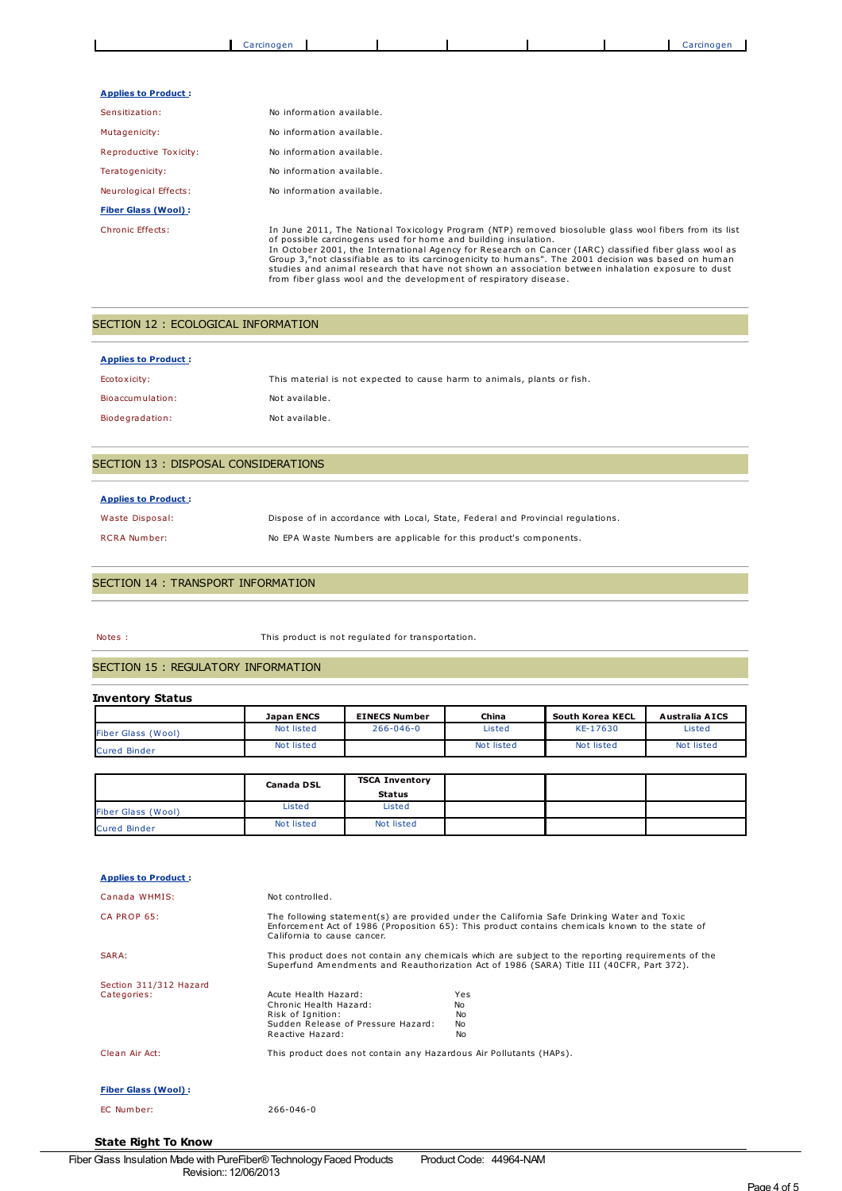| | Carcinogen | | | | | | Carcinogen |
|---|---|---|---|---|---|---|---|

**Applies to Product :**

| | |
|---|---|
| Sensitization: | No information available. |
| Mutagenicity: | No information available. |
| Reproductive Toxicity: | No information available. |
| Teratogenicity: | No information available. |
| Neurological Effects: | No information available. |

**Fiber Glass (Wool) :**

Chronic Effects: In June 2011, The National Toxicology Program (NTP) removed biosoluble glass wool fibers from its list of possible carcinogens used for home and building insulation.
In October 2001, the International Agency for Research on Cancer (IARC) classified fiber glass wool as Group 3,"not classifiable as to its carcinogenicity to humans". The 2001 decision was based on human studies and animal research that have not shown an association between inhalation exposure to dust from fiber glass wool and the development of respiratory disease.

## SECTION 12 : ECOLOGICAL INFORMATION

**Applies to Product :**

| | |
|---|---|
| Ecotoxicity: | This material is not expected to cause harm to animals, plants or fish. |
| Bioaccumulation: | Not available. |
| Biodegradation: | Not available. |

## SECTION 13 : DISPOSAL CONSIDERATIONS

**Applies to Product :**

| | |
|---|---|
| Waste Disposal: | Dispose of in accordance with Local, State, Federal and Provincial regulations. |
| RCRA Number: | No EPA Waste Numbers are applicable for this product's components. |

## SECTION 14 : TRANSPORT INFORMATION

Notes : This product is not regulated for transportation.

## SECTION 15 : REGULATORY INFORMATION

### Inventory Status

| | Japan ENCS | EINECS Number | China | South Korea KECL | Australia AICS |
|---|---|---|---|---|---|
| Fiber Glass (Wool) | Not listed | 266-046-0 | Listed | KE-17630 | Listed |
| Cured Binder | Not listed | | Not listed | Not listed | Not listed |

| | Canada DSL | TSCA Inventory Status | | | |
|---|---|---|---|---|---|
| Fiber Glass (Wool) | Listed | Listed | | | |
| Cured Binder | Not listed | Not listed | | | |

**Applies to Product :**

Canada WHMIS: Not controlled.

CA PROP 65: The following statement(s) are provided under the California Safe Drinking Water and Toxic Enforcement Act of 1986 (Proposition 65): This product contains chemicals known to the state of California to cause cancer.

SARA: This product does not contain any chemicals which are subject to the reporting requirements of the Superfund Amendments and Reauthorization Act of 1986 (SARA) Title III (40CFR, Part 372).

Section 311/312 Hazard Categories:

| | |
|---|---|
| Acute Health Hazard: | Yes |
| Chronic Health Hazard: | No |
| Risk of Ignition: | No |
| Sudden Release of Pressure Hazard: | No |
| Reactive Hazard: | No |

Clean Air Act: This product does not contain any Hazardous Air Pollutants (HAPs).

**Fiber Glass (Wool) :**

EC Number: 266-046-0

### State Right To Know

Fiber Glass Insulation Made with PureFiber® Technology Faced Products Product Code: 44964-NAM
Revision:: 12/06/2013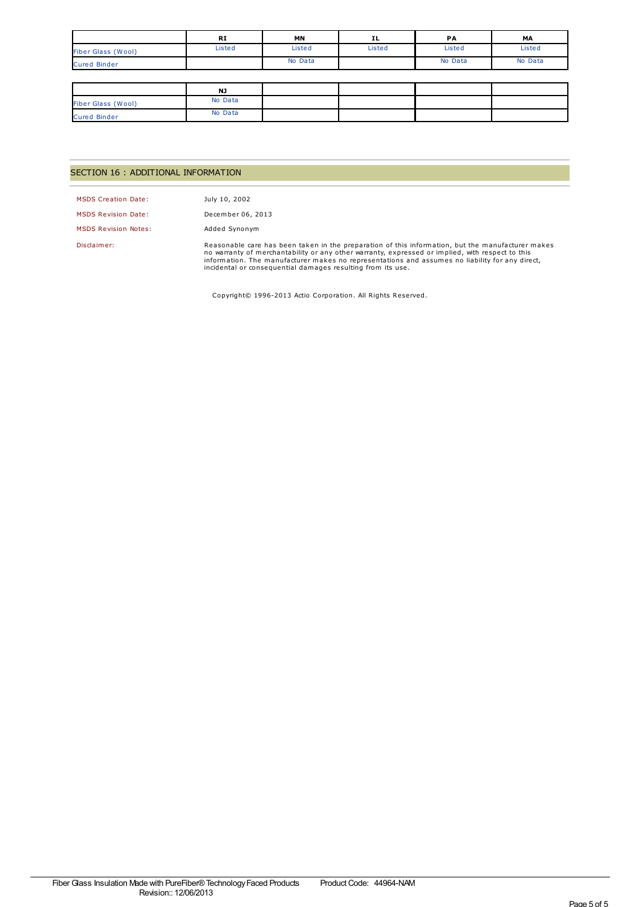| | RI | MN | IL | PA | MA |
|---|---|---|---|---|---|
| Fiber Glass (Wool) | Listed | Listed | Listed | Listed | Listed |
| Cured Binder | | No Data | | No Data | No Data |

| | NJ | | | | |
|---|---|---|---|---|---|
| Fiber Glass (Wool) | No Data | | | | |
| Cured Binder | No Data | | | | |

## SECTION 16 : ADDITIONAL INFORMATION

| | |
|---|---|
| MSDS Creation Date: | July 10, 2002 |
| MSDS Revision Date: | December 06, 2013 |
| MSDS Revision Notes: | Added Synonym |
| Disclaimer: | Reasonable care has been taken in the preparation of this information, but the manufacturer makes no warranty of merchantability or any other warranty, expressed or implied, with respect to this information. The manufacturer makes no representations and assumes no liability for any direct, incidental or consequential damages resulting from its use. |

Copyright© 1996-2013 Actio Corporation. All Rights Reserved.